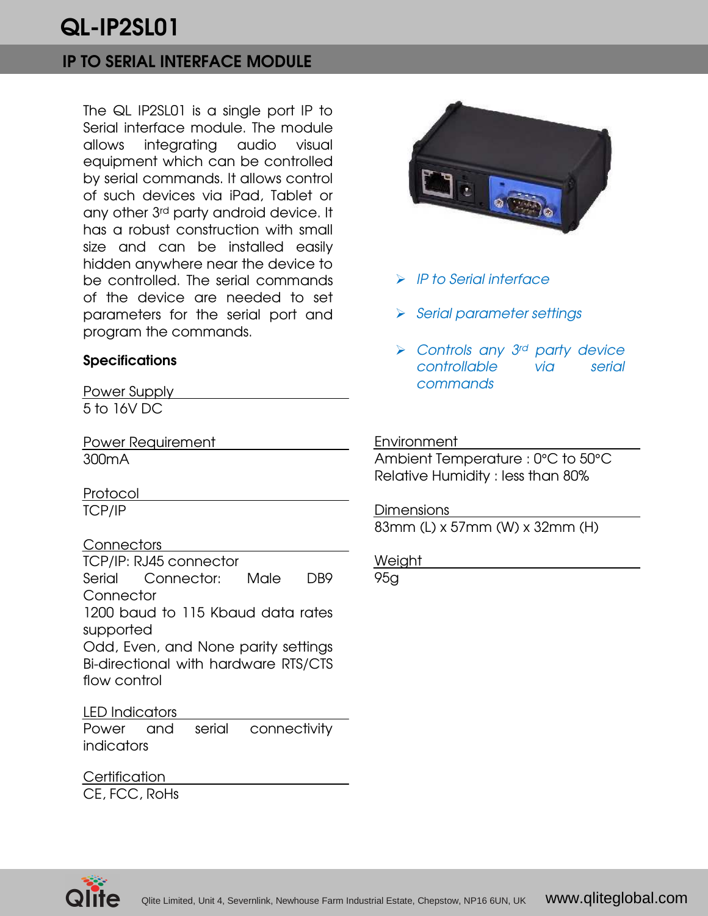# QL-IP2SL01

## IP TO SERIAL INTERFACE MODULE

The QL IP2SL01 is a single port IP to Serial interface module. The module allows integrating audio visual equipment which can be controlled by serial commands. It allows control of such devices via iPad, Tablet or any other 3rd party android device. It has a robust construction with small size and can be installed easily hidden anywhere near the device to be controlled. The serial commands of the device are needed to set parameters for the serial port and program the commands.

- *IP to Serial interface*
- *Serial parameter settings*
- *Controls any 3rd party device controllable via serial commands*

### Specifications

**Power Supply**
5 to 16V DC

**Power Requirement**
300mA

**Protocol**
TCP/IP

**Connectors**
TCP/IP: RJ45 connector
Serial Connector: Male DB9 Connector
1200 baud to 115 Kbaud data rates supported
Odd, Even, and None parity settings
Bi-directional with hardware RTS/CTS flow control

**LED Indicators**
Power and serial connectivity indicators

**Certification**
CE, FCC, RoHs

**Environment**
Ambient Temperature : 0°C to 50°C
Relative Humidity : less than 80%

**Dimensions**
83mm (L) x 57mm (W) x 32mm (H)

**Weight**
95g

Qlite Limited, Unit 4, Severnlink, Newhouse Farm Industrial Estate, Chepstow, NP16 6UN, UK www.qliteglobal.com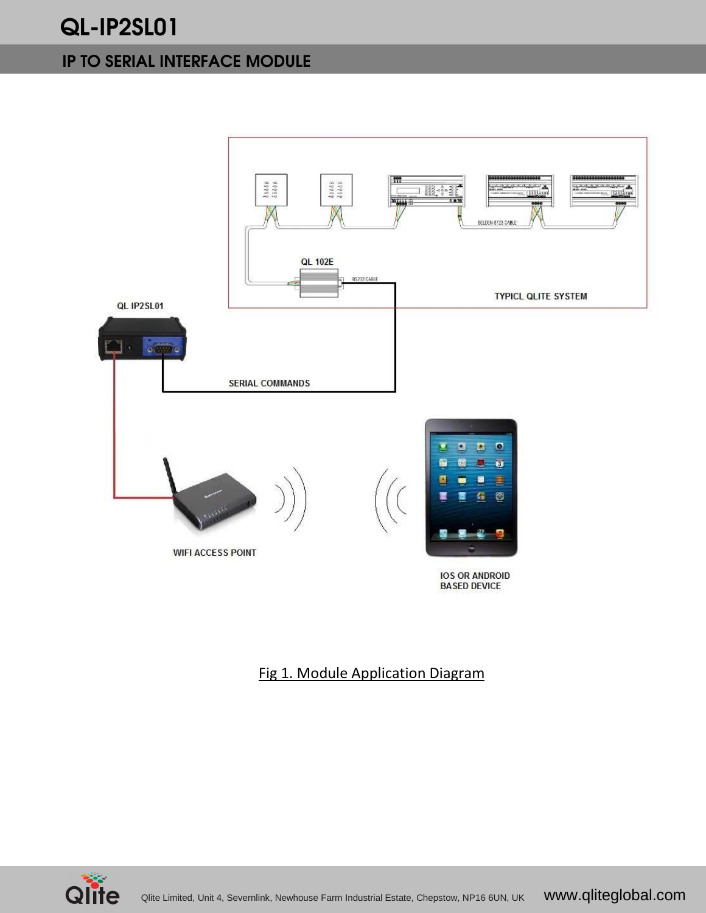TYPICL QLITE SYSTEM

BELDEN 8723 CABLE

QL 102E

RS232 CABLE

QL IP2SL01

SERIAL COMMANDS

WIFI ACCESS POINT

IOS OR ANDROID BASED DEVICE

Fig 1. Module Application Diagram